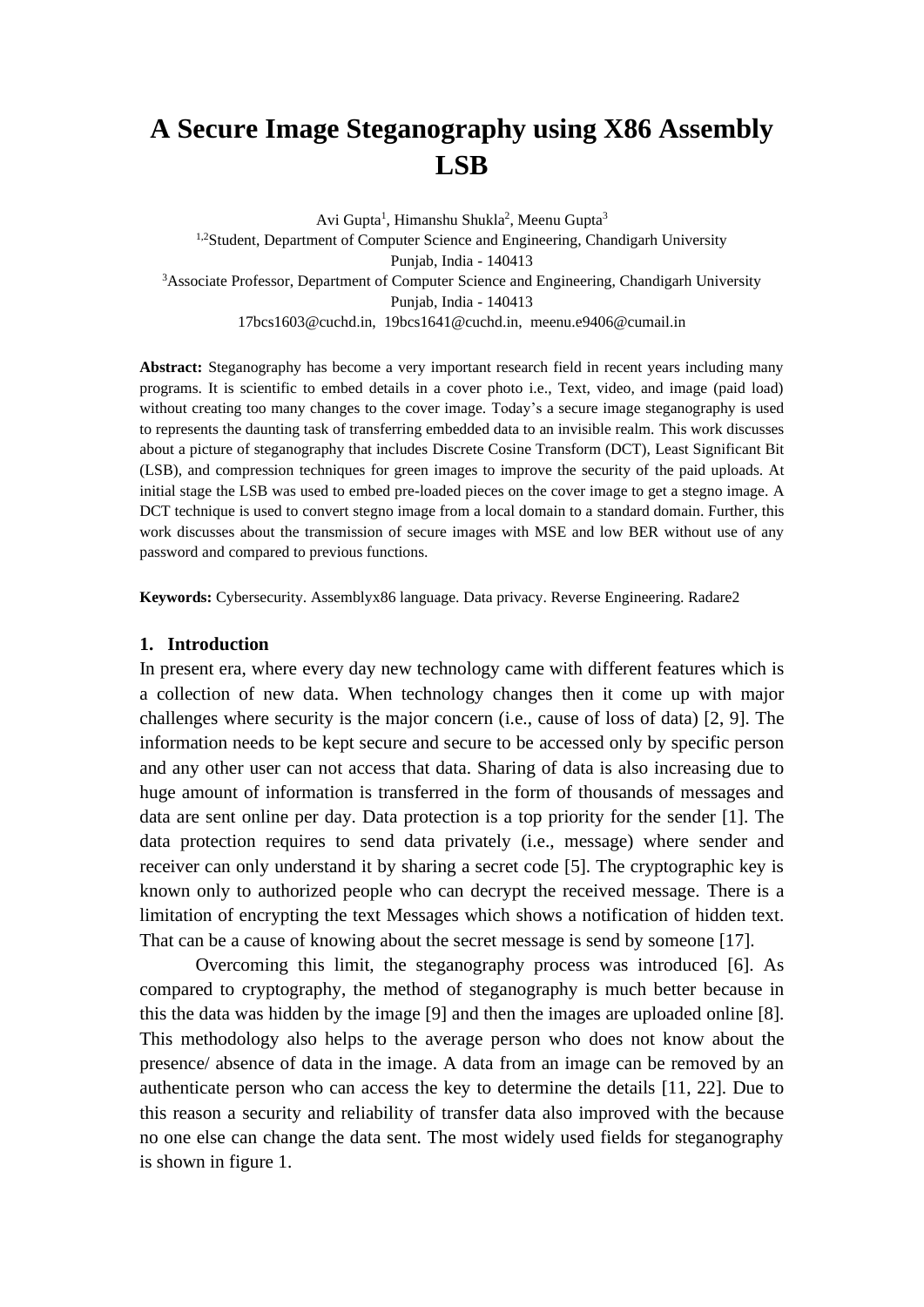# A Secure Image Steganography using X86 Assembly LSB

Avi Gupta[1], Himanshu Shukla[2], Meenu Gupta[3]

[1,2]Student, Department of Computer Science and Engineering, Chandigarh University Punjab, India - 140413

[3]Associate Professor, Department of Computer Science and Engineering, Chandigarh University Punjab, India - 140413

17bcs1603@cuchd.in, 19bcs1641@cuchd.in, meenu.e9406@cumail.in

**Abstract:** Steganography has become a very important research field in recent years including many programs. It is scientific to embed details in a cover photo i.e., Text, video, and image (paid load) without creating too many changes to the cover image. Today's a secure image steganography is used to represents the daunting task of transferring embedded data to an invisible realm. This work discusses about a picture of steganography that includes Discrete Cosine Transform (DCT), Least Significant Bit (LSB), and compression techniques for green images to improve the security of the paid uploads. At initial stage the LSB was used to embed pre-loaded pieces on the cover image to get a stegno image. A DCT technique is used to convert stegno image from a local domain to a standard domain. Further, this work discusses about the transmission of secure images with MSE and low BER without use of any password and compared to previous functions.

**Keywords:** Cybersecurity. Assemblyx86 language. Data privacy. Reverse Engineering. Radare2

## 1. Introduction

In present era, where every day new technology came with different features which is a collection of new data. When technology changes then it come up with major challenges where security is the major concern (i.e., cause of loss of data) [2, 9]. The information needs to be kept secure and secure to be accessed only by specific person and any other user can not access that data. Sharing of data is also increasing due to huge amount of information is transferred in the form of thousands of messages and data are sent online per day. Data protection is a top priority for the sender [1]. The data protection requires to send data privately (i.e., message) where sender and receiver can only understand it by sharing a secret code [5]. The cryptographic key is known only to authorized people who can decrypt the received message. There is a limitation of encrypting the text Messages which shows a notification of hidden text. That can be a cause of knowing about the secret message is send by someone [17].

Overcoming this limit, the steganography process was introduced [6]. As compared to cryptography, the method of steganography is much better because in this the data was hidden by the image [9] and then the images are uploaded online [8]. This methodology also helps to the average person who does not know about the presence/ absence of data in the image. A data from an image can be removed by an authenticate person who can access the key to determine the details [11, 22]. Due to this reason a security and reliability of transfer data also improved with the because no one else can change the data sent. The most widely used fields for steganography is shown in figure 1.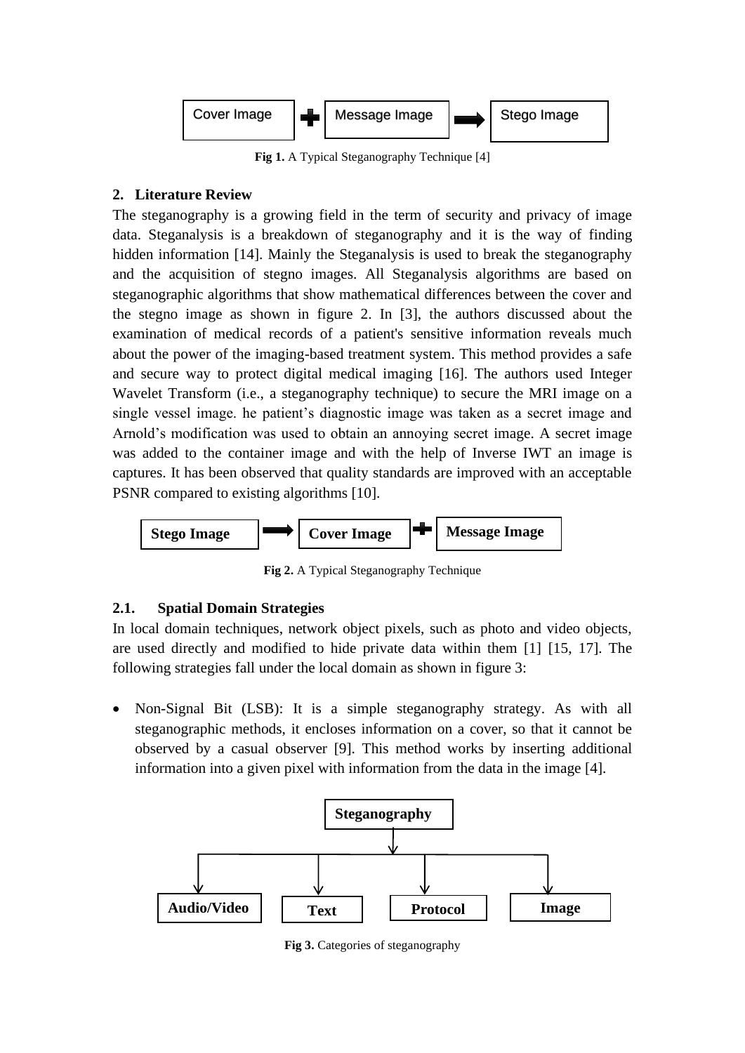Cover Image + Message Image → Stego Image

**Fig 1.** A Typical Steganography Technique [4]

## 2. Literature Review

The steganography is a growing field in the term of security and privacy of image data. Steganalysis is a breakdown of steganography and it is the way of finding hidden information [14]. Mainly the Steganalysis is used to break the steganography and the acquisition of stegno images. All Steganalysis algorithms are based on steganographic algorithms that show mathematical differences between the cover and the stegno image as shown in figure 2. In [3], the authors discussed about the examination of medical records of a patient's sensitive information reveals much about the power of the imaging-based treatment system. This method provides a safe and secure way to protect digital medical imaging [16]. The authors used Integer Wavelet Transform (i.e., a steganography technique) to secure the MRI image on a single vessel image. he patient's diagnostic image was taken as a secret image and Arnold's modification was used to obtain an annoying secret image. A secret image was added to the container image and with the help of Inverse IWT an image is captures. It has been observed that quality standards are improved with an acceptable PSNR compared to existing algorithms [10].

**Stego Image** → **Cover Image** + **Message Image**

**Fig 2.** A Typical Steganography Technique

### 2.1. Spatial Domain Strategies

In local domain techniques, network object pixels, such as photo and video objects, are used directly and modified to hide private data within them [1] [15, 17]. The following strategies fall under the local domain as shown in figure 3:

- Non-Signal Bit (LSB): It is a simple steganography strategy. As with all steganographic methods, it encloses information on a cover, so that it cannot be observed by a casual observer [9]. This method works by inserting additional information into a given pixel with information from the data in the image [4].

**Steganography** → **Audio/Video**, **Text**, **Protocol**, **Image**

**Fig 3.** Categories of steganography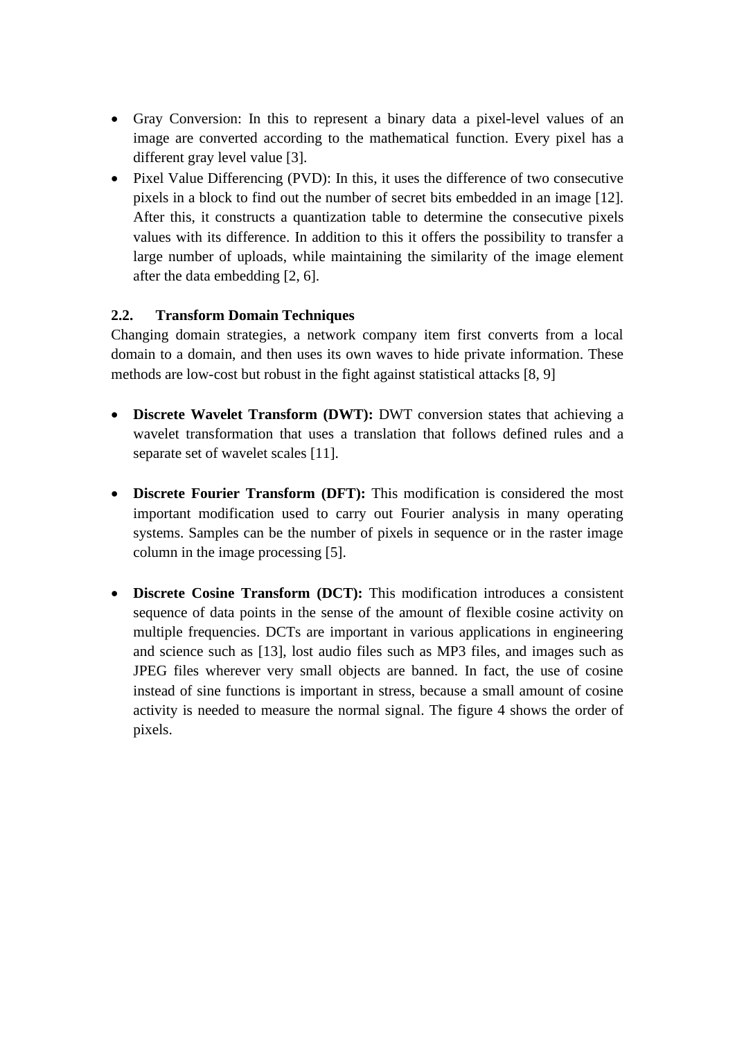- Gray Conversion: In this to represent a binary data a pixel-level values of an image are converted according to the mathematical function. Every pixel has a different gray level value [3].
- Pixel Value Differencing (PVD): In this, it uses the difference of two consecutive pixels in a block to find out the number of secret bits embedded in an image [12]. After this, it constructs a quantization table to determine the consecutive pixels values with its difference. In addition to this it offers the possibility to transfer a large number of uploads, while maintaining the similarity of the image element after the data embedding [2, 6].

## 2.2. Transform Domain Techniques

Changing domain strategies, a network company item first converts from a local domain to a domain, and then uses its own waves to hide private information. These methods are low-cost but robust in the fight against statistical attacks [8, 9]

- **Discrete Wavelet Transform (DWT):** DWT conversion states that achieving a wavelet transformation that uses a translation that follows defined rules and a separate set of wavelet scales [11].

- **Discrete Fourier Transform (DFT):** This modification is considered the most important modification used to carry out Fourier analysis in many operating systems. Samples can be the number of pixels in sequence or in the raster image column in the image processing [5].

- **Discrete Cosine Transform (DCT):** This modification introduces a consistent sequence of data points in the sense of the amount of flexible cosine activity on multiple frequencies. DCTs are important in various applications in engineering and science such as [13], lost audio files such as MP3 files, and images such as JPEG files wherever very small objects are banned. In fact, the use of cosine instead of sine functions is important in stress, because a small amount of cosine activity is needed to measure the normal signal. The figure 4 shows the order of pixels.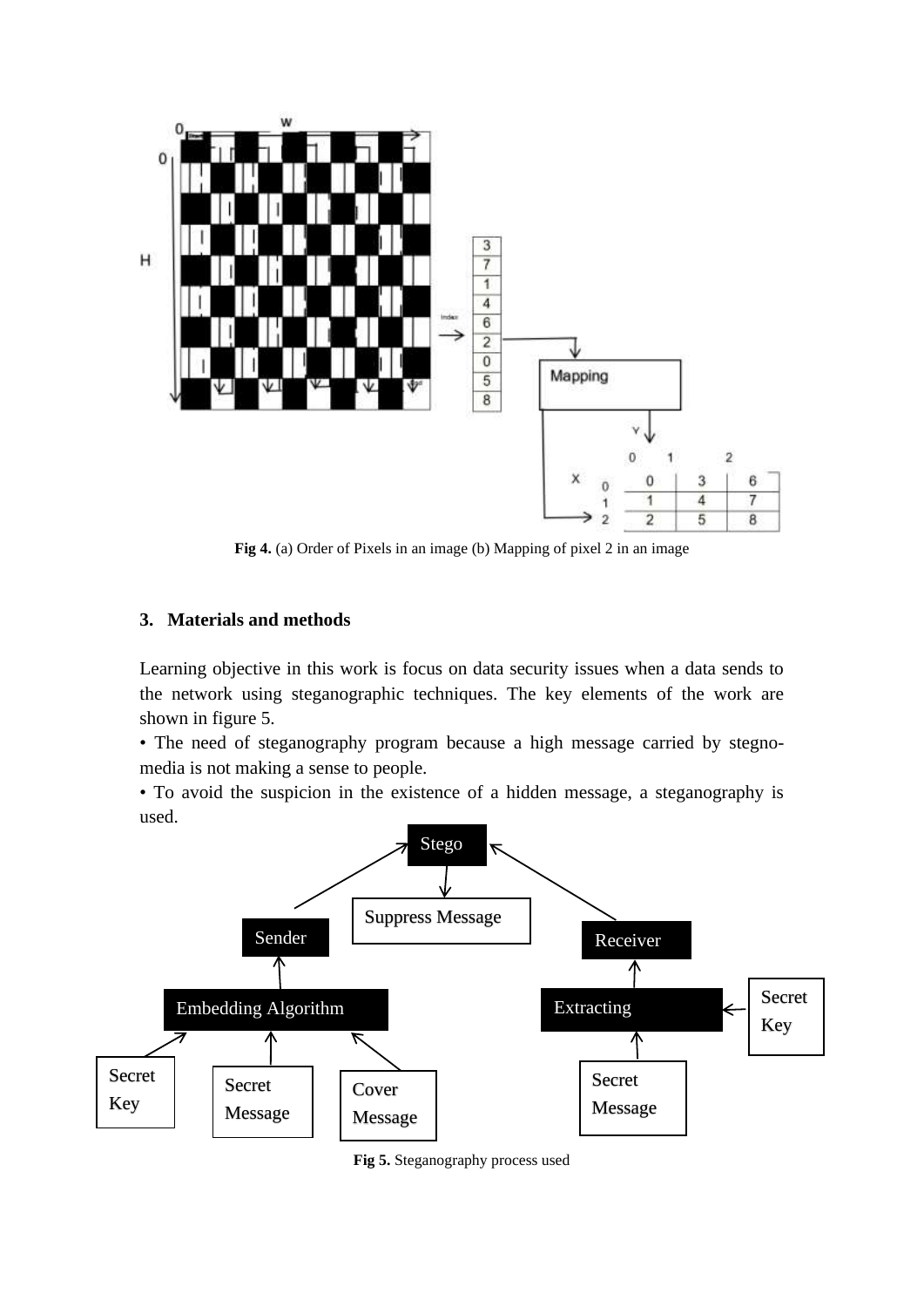**Fig 4.** (a) Order of Pixels in an image (b) Mapping of pixel 2 in an image

## 3. Materials and methods

Learning objective in this work is focus on data security issues when a data sends to the network using steganographic techniques. The key elements of the work are shown in figure 5.

- The need of steganography program because a high message carried by stegno-media is not making a sense to people.
- To avoid the suspicion in the existence of a hidden message, a steganography is used.

**Fig 5.** Steganography process used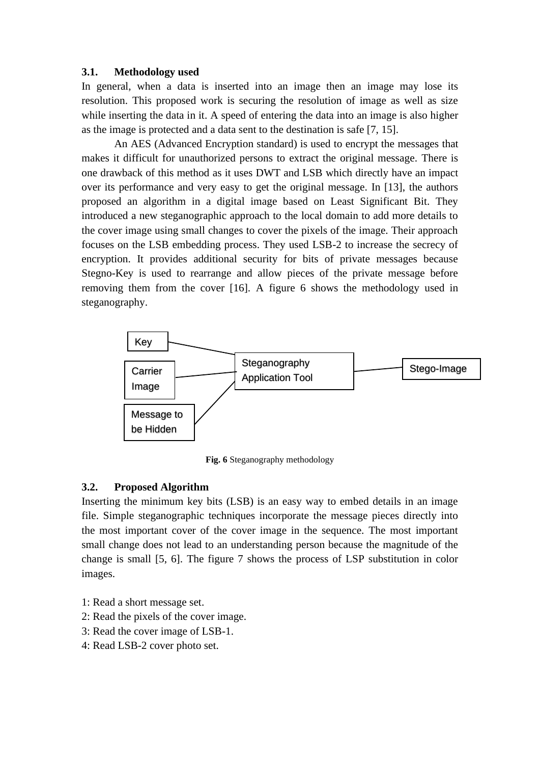### 3.1. Methodology used

In general, when a data is inserted into an image then an image may lose its resolution. This proposed work is securing the resolution of image as well as size while inserting the data in it. A speed of entering the data into an image is also higher as the image is protected and a data sent to the destination is safe [7, 15].

An AES (Advanced Encryption standard) is used to encrypt the messages that makes it difficult for unauthorized persons to extract the original message. There is one drawback of this method as it uses DWT and LSB which directly have an impact over its performance and very easy to get the original message. In [13], the authors proposed an algorithm in a digital image based on Least Significant Bit. They introduced a new steganographic approach to the local domain to add more details to the cover image using small changes to cover the pixels of the image. Their approach focuses on the LSB embedding process. They used LSB-2 to increase the secrecy of encryption. It provides additional security for bits of private messages because Stegno-Key is used to rearrange and allow pieces of the private message before removing them from the cover [16]. A figure 6 shows the methodology used in steganography.

Key

Carrier Image

Message to be Hidden

Steganography Application Tool

Stego-Image

**Fig. 6** Steganography methodology

### 3.2. Proposed Algorithm

Inserting the minimum key bits (LSB) is an easy way to embed details in an image file. Simple steganographic techniques incorporate the message pieces directly into the most important cover of the cover image in the sequence. The most important small change does not lead to an understanding person because the magnitude of the change is small [5, 6]. The figure 7 shows the process of LSP substitution in color images.

1: Read a short message set.
2: Read the pixels of the cover image.
3: Read the cover image of LSB-1.
4: Read LSB-2 cover photo set.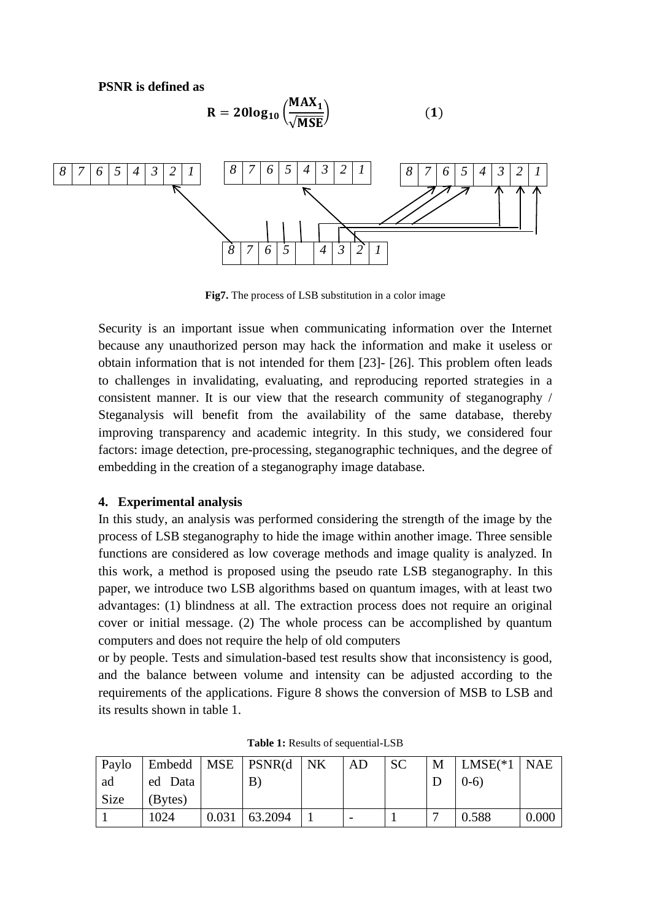**PSNR is defined as**

$$\mathbf{R = 20log_{10}\left(\frac{MAX_1}{\sqrt{MSE}}\right)} \qquad (\mathbf{1})$$

| 8 | 7 | 6 | 5 | 4 | 3 | 2 | 1 |
|---|---|---|---|---|---|---|---|

| 8 | 7 | 6 | 5 | 4 | 3 | 2 | 1 |
|---|---|---|---|---|---|---|---|

| 8 | 7 | 6 | 5 | 4 | 3 | 2 | 1 |
|---|---|---|---|---|---|---|---|

| 8 | 7 | 6 | 5 | | 4 | 3 | 2 | 1 |
|---|---|---|---|---|---|---|---|---|

**Fig7.** The process of LSB substitution in a color image

Security is an important issue when communicating information over the Internet because any unauthorized person may hack the information and make it useless or obtain information that is not intended for them [23]- [26]. This problem often leads to challenges in invalidating, evaluating, and reproducing reported strategies in a consistent manner. It is our view that the research community of steganography / Steganalysis will benefit from the availability of the same database, thereby improving transparency and academic integrity. In this study, we considered four factors: image detection, pre-processing, steganographic techniques, and the degree of embedding in the creation of a steganography image database.

## 4. Experimental analysis

In this study, an analysis was performed considering the strength of the image by the process of LSB steganography to hide the image within another image. Three sensible functions are considered as low coverage methods and image quality is analyzed. In this work, a method is proposed using the pseudo rate LSB steganography. In this paper, we introduce two LSB algorithms based on quantum images, with at least two advantages: (1) blindness at all. The extraction process does not require an original cover or initial message. (2) The whole process can be accomplished by quantum computers and does not require the help of old computers

or by people. Tests and simulation-based test results show that inconsistency is good, and the balance between volume and intensity can be adjusted according to the requirements of the applications. Figure 8 shows the conversion of MSB to LSB and its results shown in table 1.

**Table 1:** Results of sequential-LSB

| Payload Size | Embedded Data (Bytes) | MSE | PSNR(dB) | NK | AD | SC | MD | LMSE(*10-6) | NAE |
|---|---|---|---|---|---|---|---|---|---|
| 1 | 1024 | 0.031 | 63.2094 | 1 | - | 1 | 7 | 0.588 | 0.000 |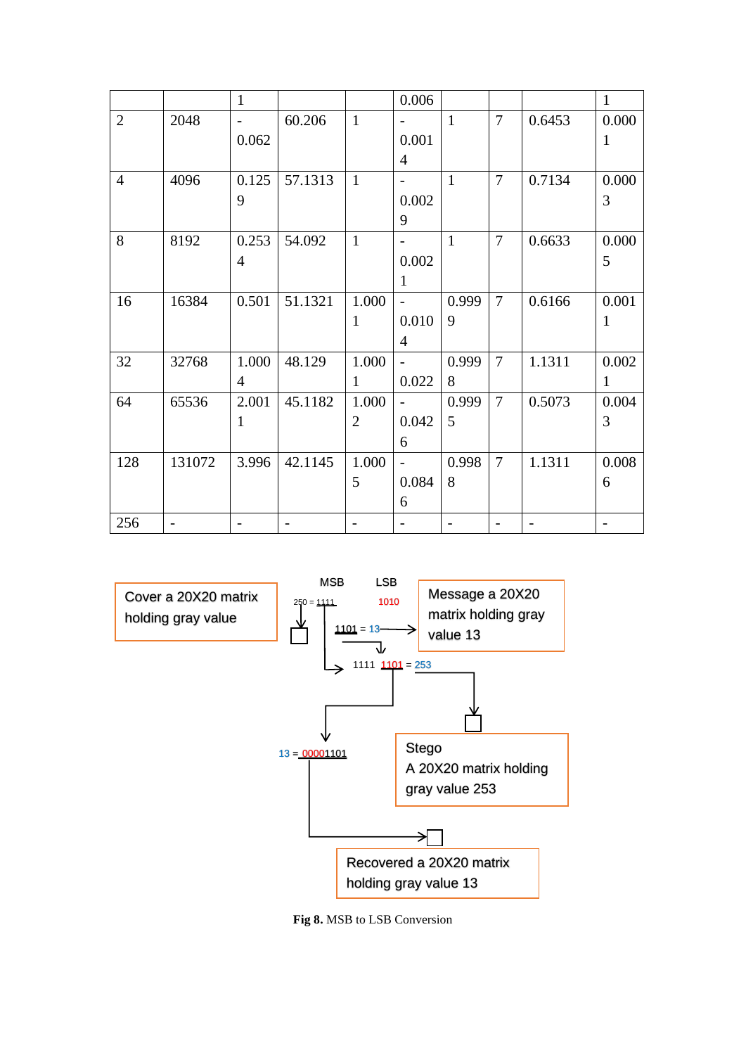|  |  | 1 |  |  | 0.006 |  |  |  | 1 |
|---|---|---|---|---|---|---|---|---|---|
| 2 | 2048 | -0.062 | 60.206 | 1 | -0.0014 | 1 | 7 | 0.6453 | 0.0001 |
| 4 | 4096 | 0.1259 | 57.1313 | 1 | -0.0029 | 1 | 7 | 0.7134 | 0.0003 |
| 8 | 8192 | 0.2534 | 54.092 | 1 | -0.0021 | 1 | 7 | 0.6633 | 0.0005 |
| 16 | 16384 | 0.501 | 51.1321 | 1.0001 | -0.0104 | 0.9999 | 7 | 0.6166 | 0.0011 |
| 32 | 32768 | 1.0004 | 48.129 | 1.0001 | -0.022 | 0.9998 | 7 | 1.1311 | 0.0021 |
| 64 | 65536 | 2.0011 | 45.1182 | 1.0002 | -0.0426 | 0.9995 | 7 | 0.5073 | 0.0043 |
| 128 | 131072 | 3.996 | 42.1145 | 1.0005 | -0.0846 | 0.9988 | 7 | 1.1311 | 0.0086 |
| 256 | - | - | - | - | - | - | - | - | - |

Cover a 20X20 matrix holding gray value

MSB LSB

250 = 1111 1010

1101 = 13

Message a 20X20 matrix holding gray value 13

1111 1101 = 253

Stego A 20X20 matrix holding gray value 253

13 = 00001101

Recovered a 20X20 matrix holding gray value 13

**Fig 8.** MSB to LSB Conversion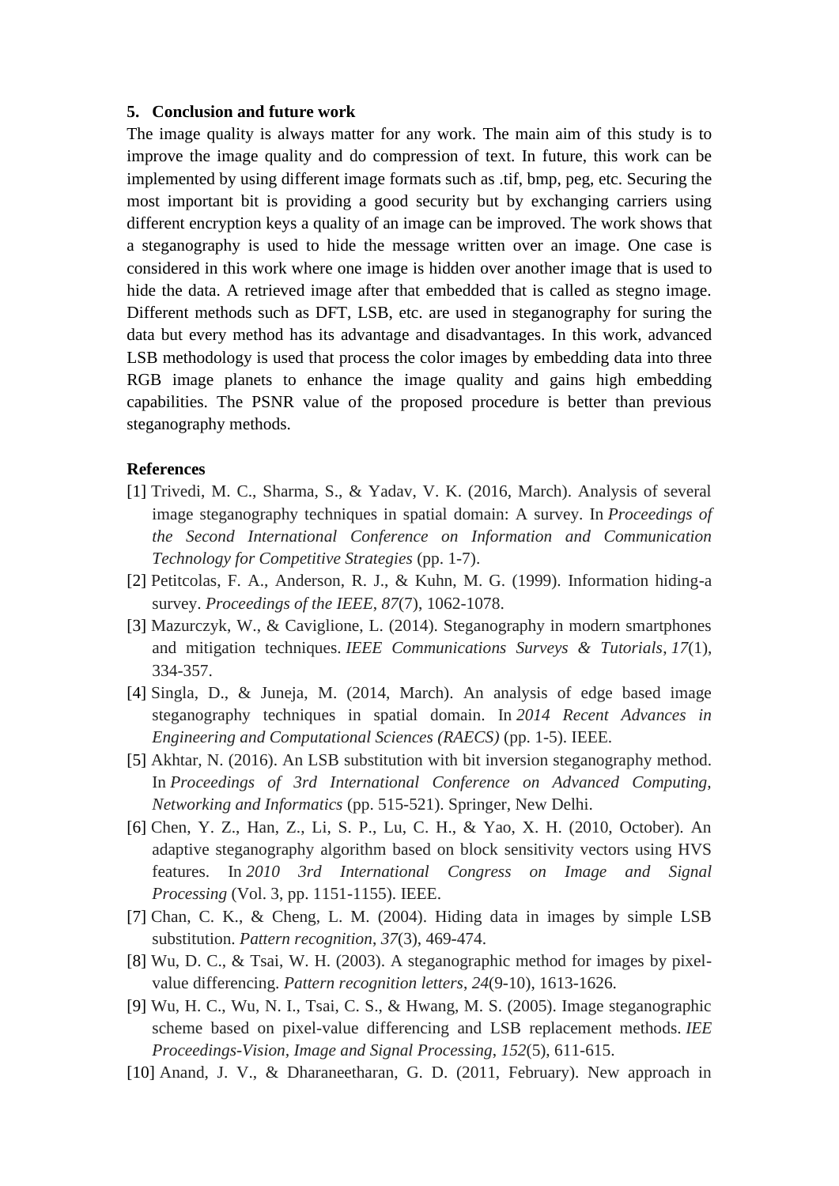## 5. Conclusion and future work

The image quality is always matter for any work. The main aim of this study is to improve the image quality and do compression of text. In future, this work can be implemented by using different image formats such as .tif, bmp, peg, etc. Securing the most important bit is providing a good security but by exchanging carriers using different encryption keys a quality of an image can be improved. The work shows that a steganography is used to hide the message written over an image. One case is considered in this work where one image is hidden over another image that is used to hide the data. A retrieved image after that embedded that is called as stegno image. Different methods such as DFT, LSB, etc. are used in steganography for suring the data but every method has its advantage and disadvantages. In this work, advanced LSB methodology is used that process the color images by embedding data into three RGB image planets to enhance the image quality and gains high embedding capabilities. The PSNR value of the proposed procedure is better than previous steganography methods.

## References

[1] Trivedi, M. C., Sharma, S., & Yadav, V. K. (2016, March). Analysis of several image steganography techniques in spatial domain: A survey. In *Proceedings of the Second International Conference on Information and Communication Technology for Competitive Strategies* (pp. 1-7).

[2] Petitcolas, F. A., Anderson, R. J., & Kuhn, M. G. (1999). Information hiding-a survey. *Proceedings of the IEEE*, *87*(7), 1062-1078.

[3] Mazurczyk, W., & Caviglione, L. (2014). Steganography in modern smartphones and mitigation techniques. *IEEE Communications Surveys & Tutorials*, *17*(1), 334-357.

[4] Singla, D., & Juneja, M. (2014, March). An analysis of edge based image steganography techniques in spatial domain. In *2014 Recent Advances in Engineering and Computational Sciences (RAECS)* (pp. 1-5). IEEE.

[5] Akhtar, N. (2016). An LSB substitution with bit inversion steganography method. In *Proceedings of 3rd International Conference on Advanced Computing, Networking and Informatics* (pp. 515-521). Springer, New Delhi.

[6] Chen, Y. Z., Han, Z., Li, S. P., Lu, C. H., & Yao, X. H. (2010, October). An adaptive steganography algorithm based on block sensitivity vectors using HVS features. In *2010 3rd International Congress on Image and Signal Processing* (Vol. 3, pp. 1151-1155). IEEE.

[7] Chan, C. K., & Cheng, L. M. (2004). Hiding data in images by simple LSB substitution. *Pattern recognition*, *37*(3), 469-474.

[8] Wu, D. C., & Tsai, W. H. (2003). A steganographic method for images by pixel-value differencing. *Pattern recognition letters*, *24*(9-10), 1613-1626.

[9] Wu, H. C., Wu, N. I., Tsai, C. S., & Hwang, M. S. (2005). Image steganographic scheme based on pixel-value differencing and LSB replacement methods. *IEE Proceedings-Vision, Image and Signal Processing*, *152*(5), 611-615.

[10] Anand, J. V., & Dharaneetharan, G. D. (2011, February). New approach in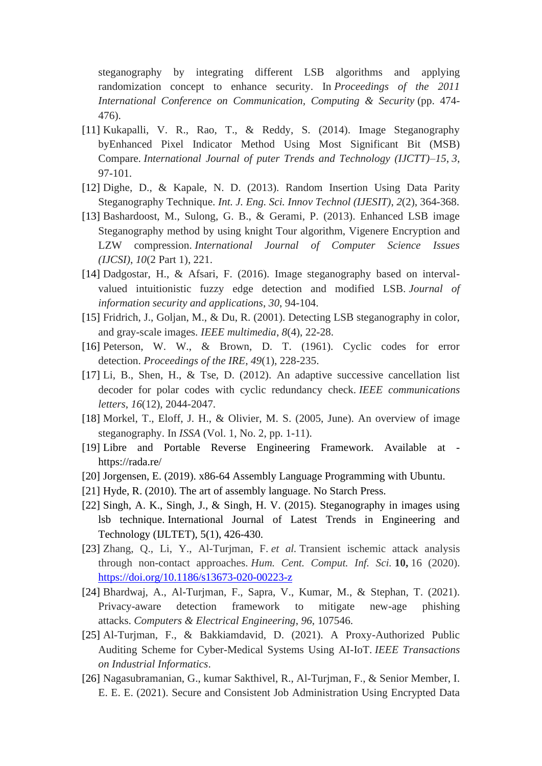steganography by integrating different LSB algorithms and applying randomization concept to enhance security. In *Proceedings of the 2011 International Conference on Communication, Computing & Security* (pp. 474-476).

[11] Kukapalli, V. R., Rao, T., & Reddy, S. (2014). Image Steganography byEnhanced Pixel Indicator Method Using Most Significant Bit (MSB) Compare. *International Journal of puter Trends and Technology (IJCTT)–15*, *3*, 97-101.

[12] Dighe, D., & Kapale, N. D. (2013). Random Insertion Using Data Parity Steganography Technique. *Int. J. Eng. Sci. Innov Technol (IJESIT)*, *2*(2), 364-368.

[13] Bashardoost, M., Sulong, G. B., & Gerami, P. (2013). Enhanced LSB image Steganography method by using knight Tour algorithm, Vigenere Encryption and LZW compression. *International Journal of Computer Science Issues (IJCSI)*, *10*(2 Part 1), 221.

[14] Dadgostar, H., & Afsari, F. (2016). Image steganography based on interval-valued intuitionistic fuzzy edge detection and modified LSB. *Journal of information security and applications*, *30*, 94-104.

[15] Fridrich, J., Goljan, M., & Du, R. (2001). Detecting LSB steganography in color, and gray-scale images. *IEEE multimedia*, *8*(4), 22-28.

[16] Peterson, W. W., & Brown, D. T. (1961). Cyclic codes for error detection. *Proceedings of the IRE*, *49*(1), 228-235.

[17] Li, B., Shen, H., & Tse, D. (2012). An adaptive successive cancellation list decoder for polar codes with cyclic redundancy check. *IEEE communications letters*, *16*(12), 2044-2047.

[18] Morkel, T., Eloff, J. H., & Olivier, M. S. (2005, June). An overview of image steganography. In *ISSA* (Vol. 1, No. 2, pp. 1-11).

[19] Libre and Portable Reverse Engineering Framework. Available at - https://rada.re/

[20] Jorgensen, E. (2019). x86-64 Assembly Language Programming with Ubuntu.

[21] Hyde, R. (2010). The art of assembly language. No Starch Press.

[22] Singh, A. K., Singh, J., & Singh, H. V. (2015). Steganography in images using lsb technique. International Journal of Latest Trends in Engineering and Technology (IJLTET), 5(1), 426-430.

[23] Zhang, Q., Li, Y., Al-Turjman, F. *et al.* Transient ischemic attack analysis through non-contact approaches. *Hum. Cent. Comput. Inf. Sci.* **10,** 16 (2020). https://doi.org/10.1186/s13673-020-00223-z

[24] Bhardwaj, A., Al-Turjman, F., Sapra, V., Kumar, M., & Stephan, T. (2021). Privacy-aware detection framework to mitigate new-age phishing attacks. *Computers & Electrical Engineering*, *96*, 107546.

[25] Al-Turjman, F., & Bakkiamdavid, D. (2021). A Proxy-Authorized Public Auditing Scheme for Cyber-Medical Systems Using AI-IoT. *IEEE Transactions on Industrial Informatics*.

[26] Nagasubramanian, G., kumar Sakthivel, R., Al-Turjman, F., & Senior Member, I. E. E. E. (2021). Secure and Consistent Job Administration Using Encrypted Data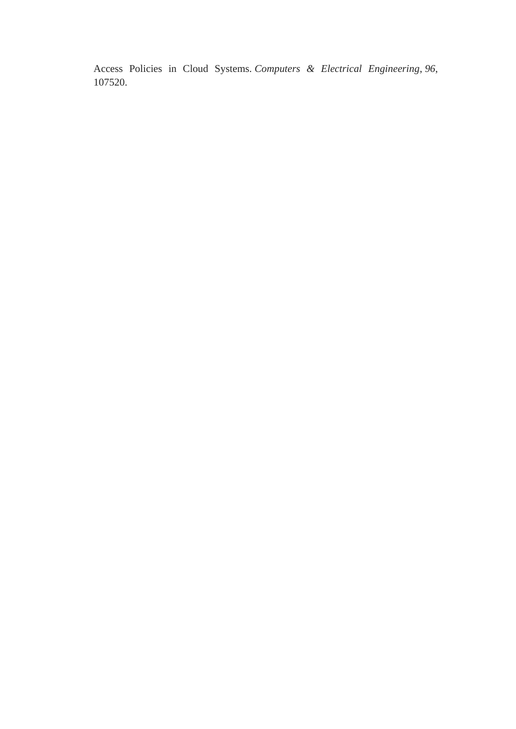Access Policies in Cloud Systems. *Computers & Electrical Engineering*, *96*, 107520.